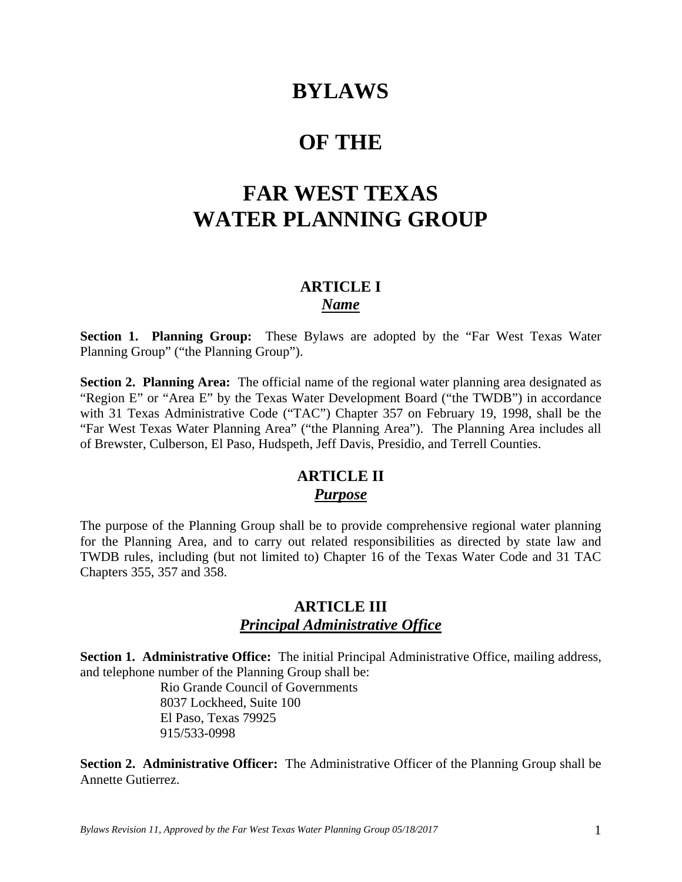# BYLAWS

# OF THE

# FAR WEST TEXAS WATER PLANNING GROUP

## ARTICLE I

### *Name*

**Section 1. Planning Group:** These Bylaws are adopted by the "Far West Texas Water Planning Group" ("the Planning Group").

**Section 2. Planning Area:** The official name of the regional water planning area designated as "Region E" or "Area E" by the Texas Water Development Board ("the TWDB") in accordance with 31 Texas Administrative Code ("TAC") Chapter 357 on February 19, 1998, shall be the "Far West Texas Water Planning Area" ("the Planning Area"). The Planning Area includes all of Brewster, Culberson, El Paso, Hudspeth, Jeff Davis, Presidio, and Terrell Counties.

## ARTICLE II

### *Purpose*

The purpose of the Planning Group shall be to provide comprehensive regional water planning for the Planning Area, and to carry out related responsibilities as directed by state law and TWDB rules, including (but not limited to) Chapter 16 of the Texas Water Code and 31 TAC Chapters 355, 357 and 358.

## ARTICLE III

### *Principal Administrative Office*

**Section 1. Administrative Office:** The initial Principal Administrative Office, mailing address, and telephone number of the Planning Group shall be:

Rio Grande Council of Governments
8037 Lockheed, Suite 100
El Paso, Texas 79925
915/533-0998

**Section 2. Administrative Officer:** The Administrative Officer of the Planning Group shall be Annette Gutierrez.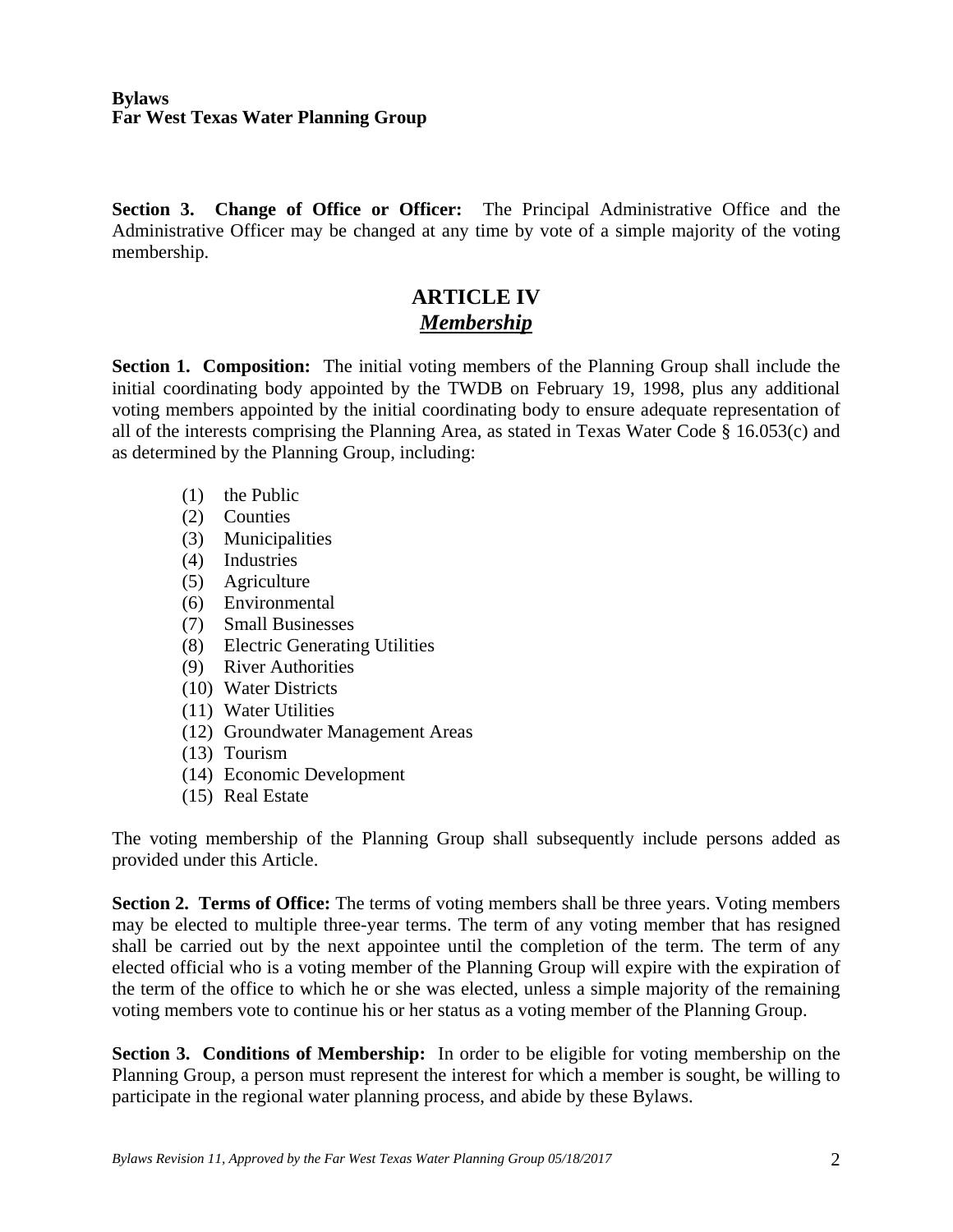**Section 3. Change of Office or Officer:** The Principal Administrative Office and the Administrative Officer may be changed at any time by vote of a simple majority of the voting membership.

## ARTICLE IV
## ***Membership***

**Section 1. Composition:** The initial voting members of the Planning Group shall include the initial coordinating body appointed by the TWDB on February 19, 1998, plus any additional voting members appointed by the initial coordinating body to ensure adequate representation of all of the interests comprising the Planning Area, as stated in Texas Water Code § 16.053(c) and as determined by the Planning Group, including:

(1) the Public
(2) Counties
(3) Municipalities
(4) Industries
(5) Agriculture
(6) Environmental
(7) Small Businesses
(8) Electric Generating Utilities
(9) River Authorities
(10) Water Districts
(11) Water Utilities
(12) Groundwater Management Areas
(13) Tourism
(14) Economic Development
(15) Real Estate

The voting membership of the Planning Group shall subsequently include persons added as provided under this Article.

**Section 2. Terms of Office:** The terms of voting members shall be three years. Voting members may be elected to multiple three-year terms. The term of any voting member that has resigned shall be carried out by the next appointee until the completion of the term. The term of any elected official who is a voting member of the Planning Group will expire with the expiration of the term of the office to which he or she was elected, unless a simple majority of the remaining voting members vote to continue his or her status as a voting member of the Planning Group.

**Section 3. Conditions of Membership:** In order to be eligible for voting membership on the Planning Group, a person must represent the interest for which a member is sought, be willing to participate in the regional water planning process, and abide by these Bylaws.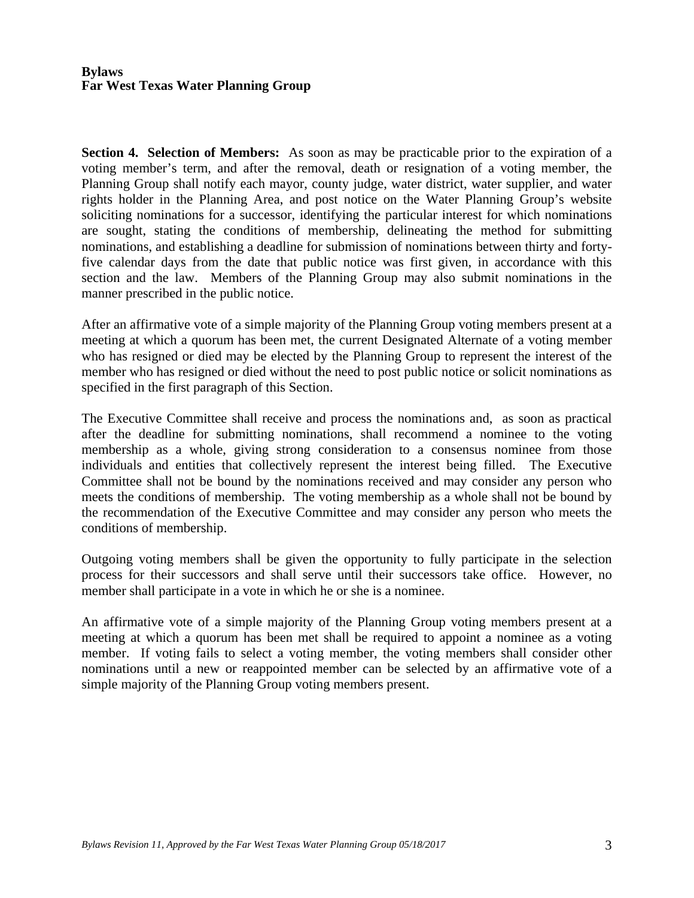**Section 4. Selection of Members:** As soon as may be practicable prior to the expiration of a voting member's term, and after the removal, death or resignation of a voting member, the Planning Group shall notify each mayor, county judge, water district, water supplier, and water rights holder in the Planning Area, and post notice on the Water Planning Group's website soliciting nominations for a successor, identifying the particular interest for which nominations are sought, stating the conditions of membership, delineating the method for submitting nominations, and establishing a deadline for submission of nominations between thirty and forty-five calendar days from the date that public notice was first given, in accordance with this section and the law. Members of the Planning Group may also submit nominations in the manner prescribed in the public notice.

After an affirmative vote of a simple majority of the Planning Group voting members present at a meeting at which a quorum has been met, the current Designated Alternate of a voting member who has resigned or died may be elected by the Planning Group to represent the interest of the member who has resigned or died without the need to post public notice or solicit nominations as specified in the first paragraph of this Section.

The Executive Committee shall receive and process the nominations and, as soon as practical after the deadline for submitting nominations, shall recommend a nominee to the voting membership as a whole, giving strong consideration to a consensus nominee from those individuals and entities that collectively represent the interest being filled. The Executive Committee shall not be bound by the nominations received and may consider any person who meets the conditions of membership. The voting membership as a whole shall not be bound by the recommendation of the Executive Committee and may consider any person who meets the conditions of membership.

Outgoing voting members shall be given the opportunity to fully participate in the selection process for their successors and shall serve until their successors take office. However, no member shall participate in a vote in which he or she is a nominee.

An affirmative vote of a simple majority of the Planning Group voting members present at a meeting at which a quorum has been met shall be required to appoint a nominee as a voting member. If voting fails to select a voting member, the voting members shall consider other nominations until a new or reappointed member can be selected by an affirmative vote of a simple majority of the Planning Group voting members present.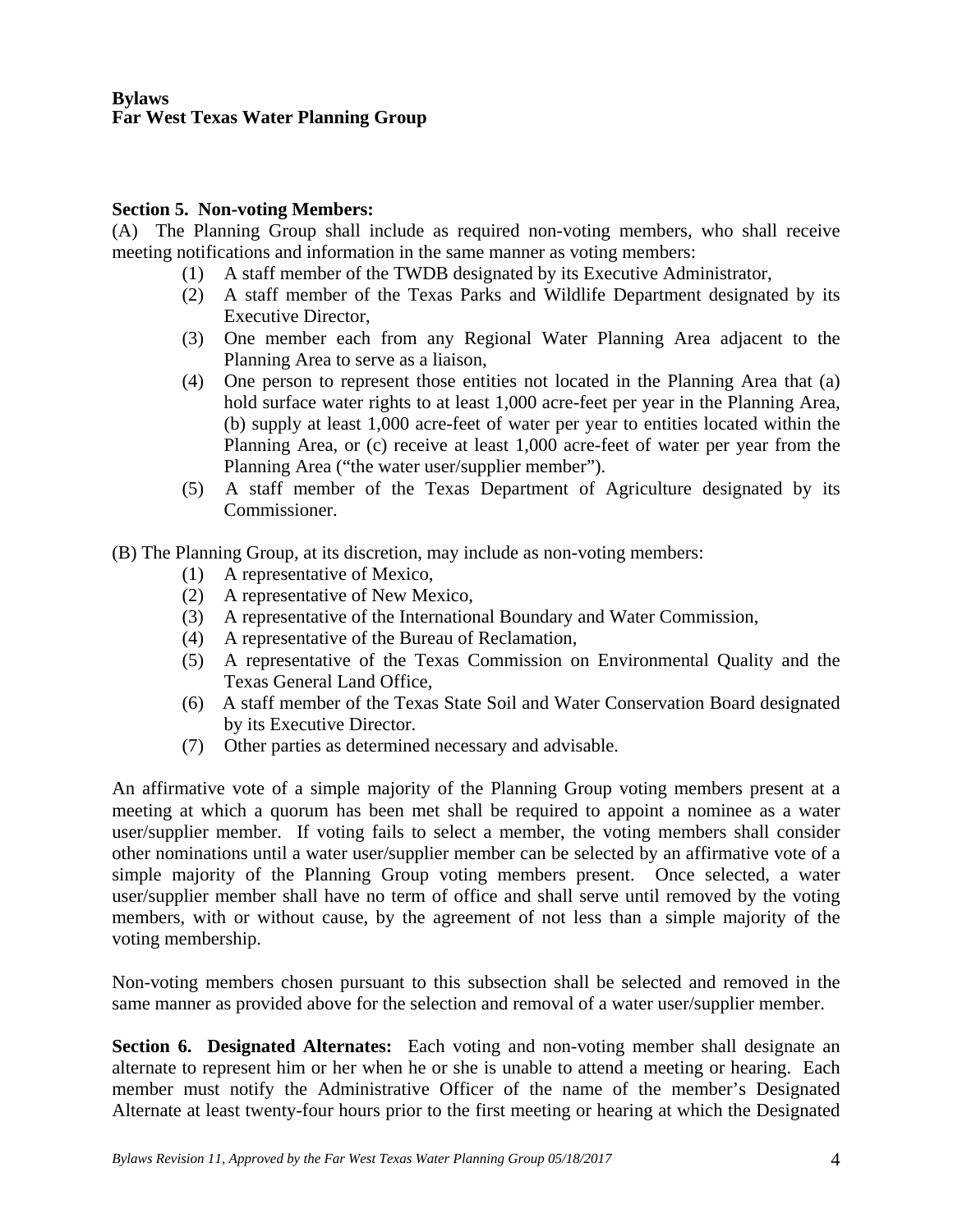**Section 5. Non-voting Members:**

(A) The Planning Group shall include as required non-voting members, who shall receive meeting notifications and information in the same manner as voting members:

(1) A staff member of the TWDB designated by its Executive Administrator,

(2) A staff member of the Texas Parks and Wildlife Department designated by its Executive Director,

(3) One member each from any Regional Water Planning Area adjacent to the Planning Area to serve as a liaison,

(4) One person to represent those entities not located in the Planning Area that (a) hold surface water rights to at least 1,000 acre-feet per year in the Planning Area, (b) supply at least 1,000 acre-feet of water per year to entities located within the Planning Area, or (c) receive at least 1,000 acre-feet of water per year from the Planning Area ("the water user/supplier member").

(5) A staff member of the Texas Department of Agriculture designated by its Commissioner.

(B) The Planning Group, at its discretion, may include as non-voting members:

(1) A representative of Mexico,

(2) A representative of New Mexico,

(3) A representative of the International Boundary and Water Commission,

(4) A representative of the Bureau of Reclamation,

(5) A representative of the Texas Commission on Environmental Quality and the Texas General Land Office,

(6) A staff member of the Texas State Soil and Water Conservation Board designated by its Executive Director.

(7) Other parties as determined necessary and advisable.

An affirmative vote of a simple majority of the Planning Group voting members present at a meeting at which a quorum has been met shall be required to appoint a nominee as a water user/supplier member. If voting fails to select a member, the voting members shall consider other nominations until a water user/supplier member can be selected by an affirmative vote of a simple majority of the Planning Group voting members present. Once selected, a water user/supplier member shall have no term of office and shall serve until removed by the voting members, with or without cause, by the agreement of not less than a simple majority of the voting membership.

Non-voting members chosen pursuant to this subsection shall be selected and removed in the same manner as provided above for the selection and removal of a water user/supplier member.

**Section 6. Designated Alternates:** Each voting and non-voting member shall designate an alternate to represent him or her when he or she is unable to attend a meeting or hearing. Each member must notify the Administrative Officer of the name of the member's Designated Alternate at least twenty-four hours prior to the first meeting or hearing at which the Designated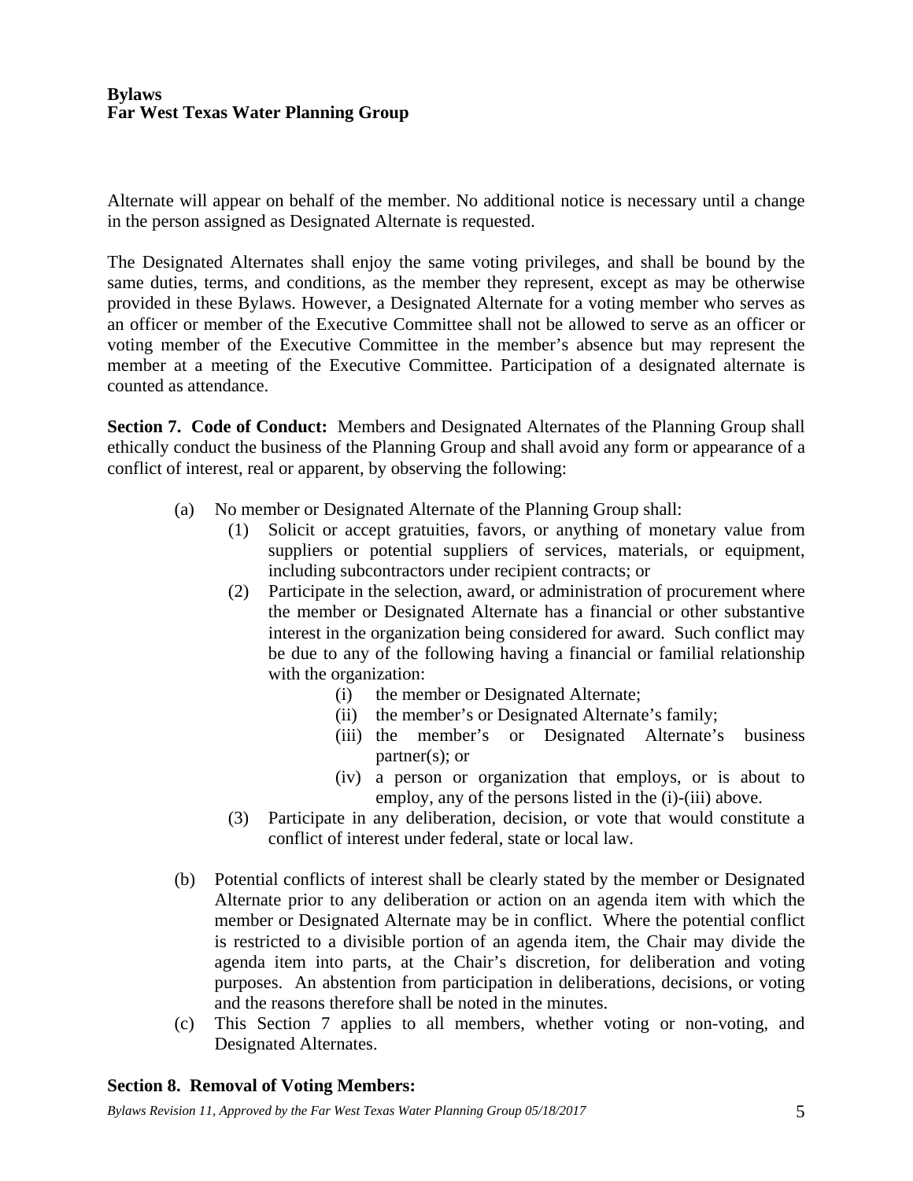Alternate will appear on behalf of the member. No additional notice is necessary until a change in the person assigned as Designated Alternate is requested.

The Designated Alternates shall enjoy the same voting privileges, and shall be bound by the same duties, terms, and conditions, as the member they represent, except as may be otherwise provided in these Bylaws. However, a Designated Alternate for a voting member who serves as an officer or member of the Executive Committee shall not be allowed to serve as an officer or voting member of the Executive Committee in the member's absence but may represent the member at a meeting of the Executive Committee. Participation of a designated alternate is counted as attendance.

**Section 7. Code of Conduct:** Members and Designated Alternates of the Planning Group shall ethically conduct the business of the Planning Group and shall avoid any form or appearance of a conflict of interest, real or apparent, by observing the following:

(a) No member or Designated Alternate of the Planning Group shall:

  (1) Solicit or accept gratuities, favors, or anything of monetary value from suppliers or potential suppliers of services, materials, or equipment, including subcontractors under recipient contracts; or

  (2) Participate in the selection, award, or administration of procurement where the member or Designated Alternate has a financial or other substantive interest in the organization being considered for award. Such conflict may be due to any of the following having a financial or familial relationship with the organization:

    (i) the member or Designated Alternate;
    (ii) the member's or Designated Alternate's family;
    (iii) the member's or Designated Alternate's business partner(s); or
    (iv) a person or organization that employs, or is about to employ, any of the persons listed in the (i)-(iii) above.

  (3) Participate in any deliberation, decision, or vote that would constitute a conflict of interest under federal, state or local law.

(b) Potential conflicts of interest shall be clearly stated by the member or Designated Alternate prior to any deliberation or action on an agenda item with which the member or Designated Alternate may be in conflict. Where the potential conflict is restricted to a divisible portion of an agenda item, the Chair may divide the agenda item into parts, at the Chair's discretion, for deliberation and voting purposes. An abstention from participation in deliberations, decisions, or voting and the reasons therefore shall be noted in the minutes.

(c) This Section 7 applies to all members, whether voting or non-voting, and Designated Alternates.

**Section 8. Removal of Voting Members:**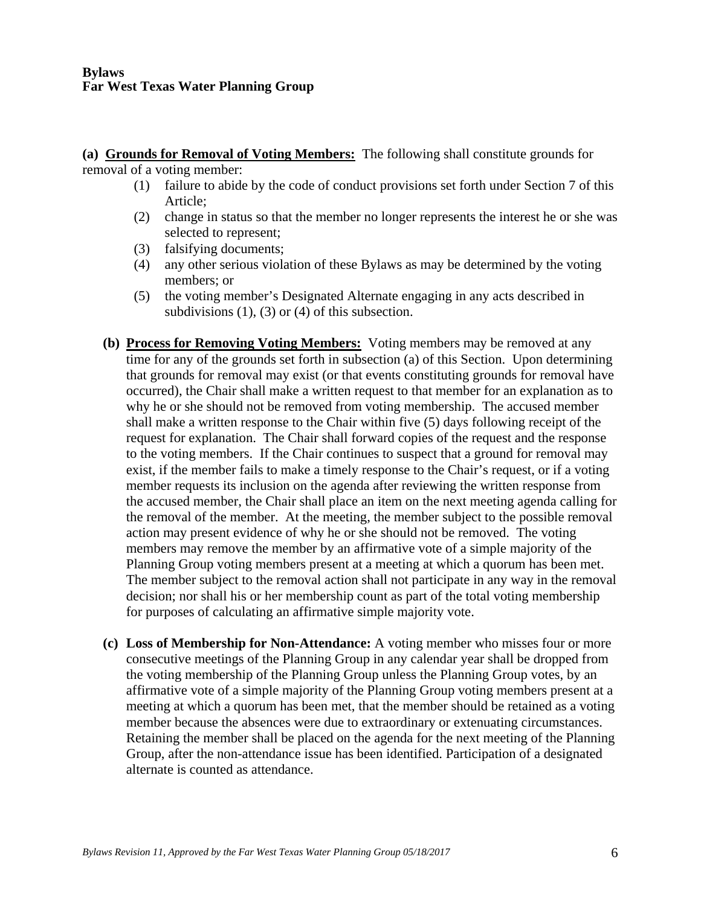**(a) Grounds for Removal of Voting Members:** The following shall constitute grounds for removal of a voting member:

(1) failure to abide by the code of conduct provisions set forth under Section 7 of this Article;
(2) change in status so that the member no longer represents the interest he or she was selected to represent;
(3) falsifying documents;
(4) any other serious violation of these Bylaws as may be determined by the voting members; or
(5) the voting member's Designated Alternate engaging in any acts described in subdivisions (1), (3) or (4) of this subsection.

**(b) Process for Removing Voting Members:** Voting members may be removed at any time for any of the grounds set forth in subsection (a) of this Section. Upon determining that grounds for removal may exist (or that events constituting grounds for removal have occurred), the Chair shall make a written request to that member for an explanation as to why he or she should not be removed from voting membership. The accused member shall make a written response to the Chair within five (5) days following receipt of the request for explanation. The Chair shall forward copies of the request and the response to the voting members. If the Chair continues to suspect that a ground for removal may exist, if the member fails to make a timely response to the Chair's request, or if a voting member requests its inclusion on the agenda after reviewing the written response from the accused member, the Chair shall place an item on the next meeting agenda calling for the removal of the member. At the meeting, the member subject to the possible removal action may present evidence of why he or she should not be removed. The voting members may remove the member by an affirmative vote of a simple majority of the Planning Group voting members present at a meeting at which a quorum has been met. The member subject to the removal action shall not participate in any way in the removal decision; nor shall his or her membership count as part of the total voting membership for purposes of calculating an affirmative simple majority vote.

**(c) Loss of Membership for Non-Attendance:** A voting member who misses four or more consecutive meetings of the Planning Group in any calendar year shall be dropped from the voting membership of the Planning Group unless the Planning Group votes, by an affirmative vote of a simple majority of the Planning Group voting members present at a meeting at which a quorum has been met, that the member should be retained as a voting member because the absences were due to extraordinary or extenuating circumstances. Retaining the member shall be placed on the agenda for the next meeting of the Planning Group, after the non-attendance issue has been identified. Participation of a designated alternate is counted as attendance.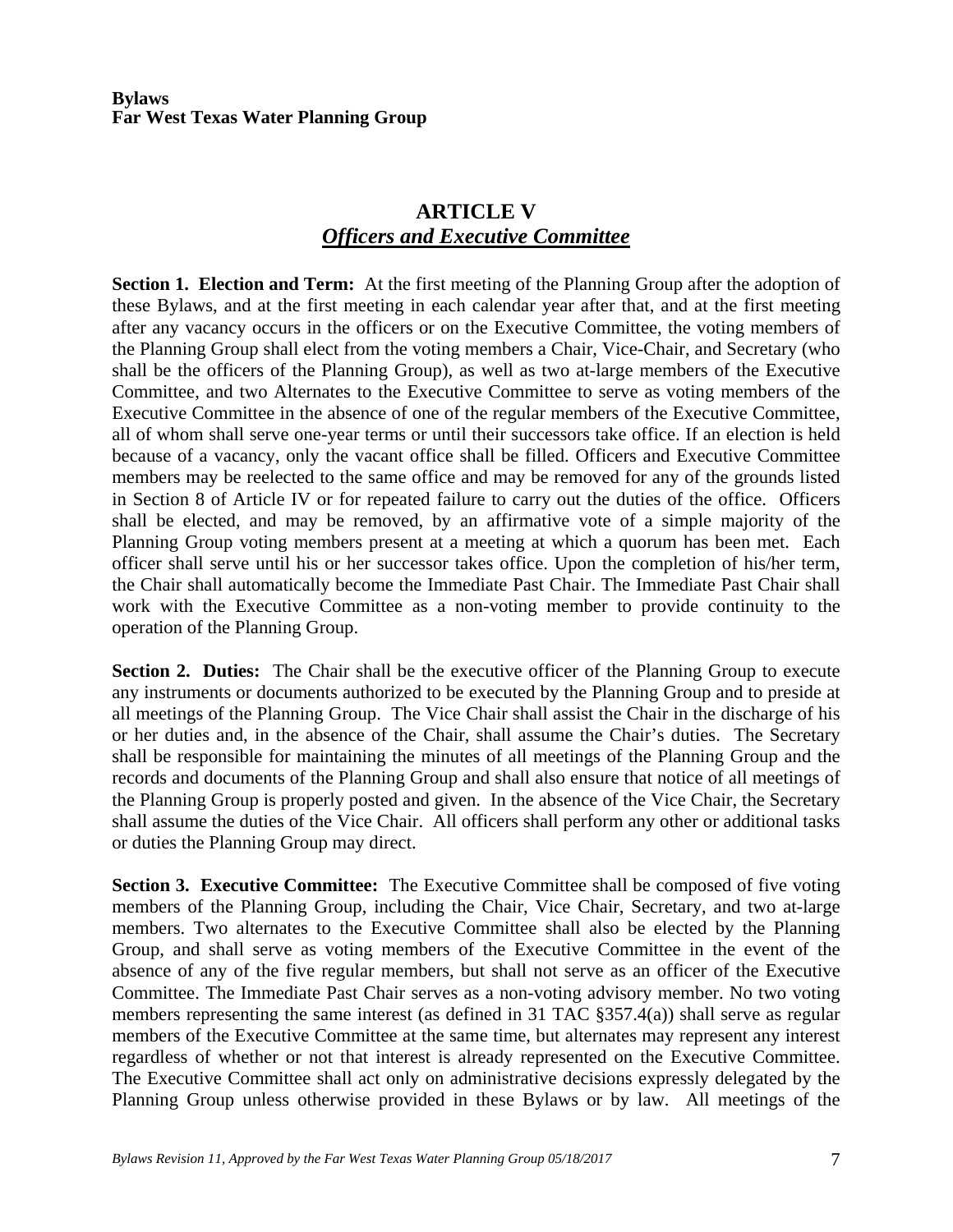**Bylaws**
**Far West Texas Water Planning Group**

## ARTICLE V
### ***Officers and Executive Committee***

**Section 1. Election and Term:** At the first meeting of the Planning Group after the adoption of these Bylaws, and at the first meeting in each calendar year after that, and at the first meeting after any vacancy occurs in the officers or on the Executive Committee, the voting members of the Planning Group shall elect from the voting members a Chair, Vice-Chair, and Secretary (who shall be the officers of the Planning Group), as well as two at-large members of the Executive Committee, and two Alternates to the Executive Committee to serve as voting members of the Executive Committee in the absence of one of the regular members of the Executive Committee, all of whom shall serve one-year terms or until their successors take office. If an election is held because of a vacancy, only the vacant office shall be filled. Officers and Executive Committee members may be reelected to the same office and may be removed for any of the grounds listed in Section 8 of Article IV or for repeated failure to carry out the duties of the office. Officers shall be elected, and may be removed, by an affirmative vote of a simple majority of the Planning Group voting members present at a meeting at which a quorum has been met. Each officer shall serve until his or her successor takes office. Upon the completion of his/her term, the Chair shall automatically become the Immediate Past Chair. The Immediate Past Chair shall work with the Executive Committee as a non-voting member to provide continuity to the operation of the Planning Group.

**Section 2. Duties:** The Chair shall be the executive officer of the Planning Group to execute any instruments or documents authorized to be executed by the Planning Group and to preside at all meetings of the Planning Group. The Vice Chair shall assist the Chair in the discharge of his or her duties and, in the absence of the Chair, shall assume the Chair's duties. The Secretary shall be responsible for maintaining the minutes of all meetings of the Planning Group and the records and documents of the Planning Group and shall also ensure that notice of all meetings of the Planning Group is properly posted and given. In the absence of the Vice Chair, the Secretary shall assume the duties of the Vice Chair. All officers shall perform any other or additional tasks or duties the Planning Group may direct.

**Section 3. Executive Committee:** The Executive Committee shall be composed of five voting members of the Planning Group, including the Chair, Vice Chair, Secretary, and two at-large members. Two alternates to the Executive Committee shall also be elected by the Planning Group, and shall serve as voting members of the Executive Committee in the event of the absence of any of the five regular members, but shall not serve as an officer of the Executive Committee. The Immediate Past Chair serves as a non-voting advisory member. No two voting members representing the same interest (as defined in 31 TAC §357.4(a)) shall serve as regular members of the Executive Committee at the same time, but alternates may represent any interest regardless of whether or not that interest is already represented on the Executive Committee. The Executive Committee shall act only on administrative decisions expressly delegated by the Planning Group unless otherwise provided in these Bylaws or by law. All meetings of the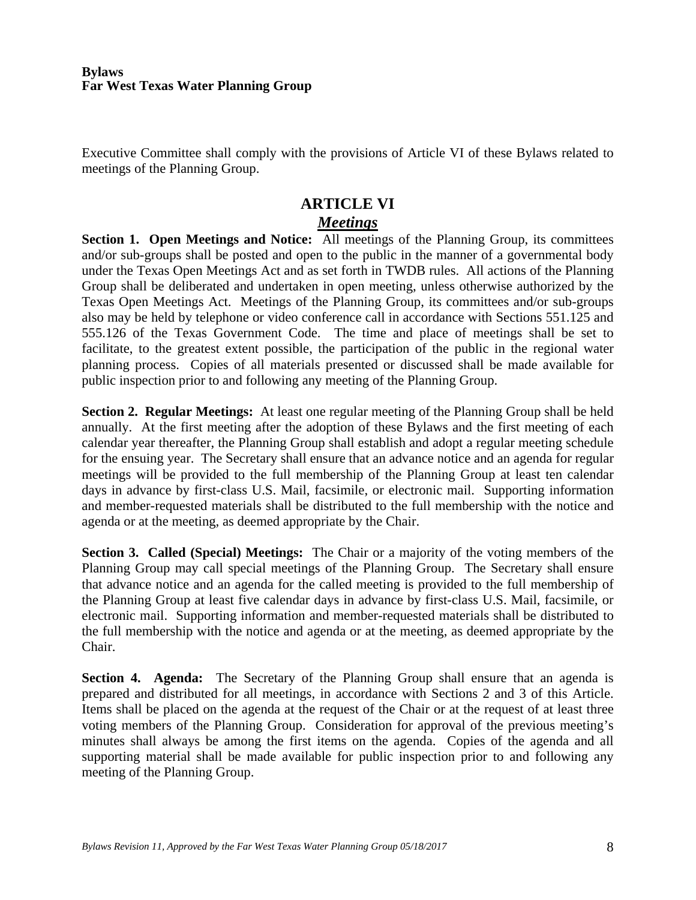Executive Committee shall comply with the provisions of Article VI of these Bylaws related to meetings of the Planning Group.

# ARTICLE VI

## *Meetings*

**Section 1. Open Meetings and Notice:** All meetings of the Planning Group, its committees and/or sub-groups shall be posted and open to the public in the manner of a governmental body under the Texas Open Meetings Act and as set forth in TWDB rules. All actions of the Planning Group shall be deliberated and undertaken in open meeting, unless otherwise authorized by the Texas Open Meetings Act. Meetings of the Planning Group, its committees and/or sub-groups also may be held by telephone or video conference call in accordance with Sections 551.125 and 555.126 of the Texas Government Code. The time and place of meetings shall be set to facilitate, to the greatest extent possible, the participation of the public in the regional water planning process. Copies of all materials presented or discussed shall be made available for public inspection prior to and following any meeting of the Planning Group.

**Section 2. Regular Meetings:** At least one regular meeting of the Planning Group shall be held annually. At the first meeting after the adoption of these Bylaws and the first meeting of each calendar year thereafter, the Planning Group shall establish and adopt a regular meeting schedule for the ensuing year. The Secretary shall ensure that an advance notice and an agenda for regular meetings will be provided to the full membership of the Planning Group at least ten calendar days in advance by first-class U.S. Mail, facsimile, or electronic mail. Supporting information and member-requested materials shall be distributed to the full membership with the notice and agenda or at the meeting, as deemed appropriate by the Chair.

**Section 3. Called (Special) Meetings:** The Chair or a majority of the voting members of the Planning Group may call special meetings of the Planning Group. The Secretary shall ensure that advance notice and an agenda for the called meeting is provided to the full membership of the Planning Group at least five calendar days in advance by first-class U.S. Mail, facsimile, or electronic mail. Supporting information and member-requested materials shall be distributed to the full membership with the notice and agenda or at the meeting, as deemed appropriate by the Chair.

**Section 4. Agenda:** The Secretary of the Planning Group shall ensure that an agenda is prepared and distributed for all meetings, in accordance with Sections 2 and 3 of this Article. Items shall be placed on the agenda at the request of the Chair or at the request of at least three voting members of the Planning Group. Consideration for approval of the previous meeting's minutes shall always be among the first items on the agenda. Copies of the agenda and all supporting material shall be made available for public inspection prior to and following any meeting of the Planning Group.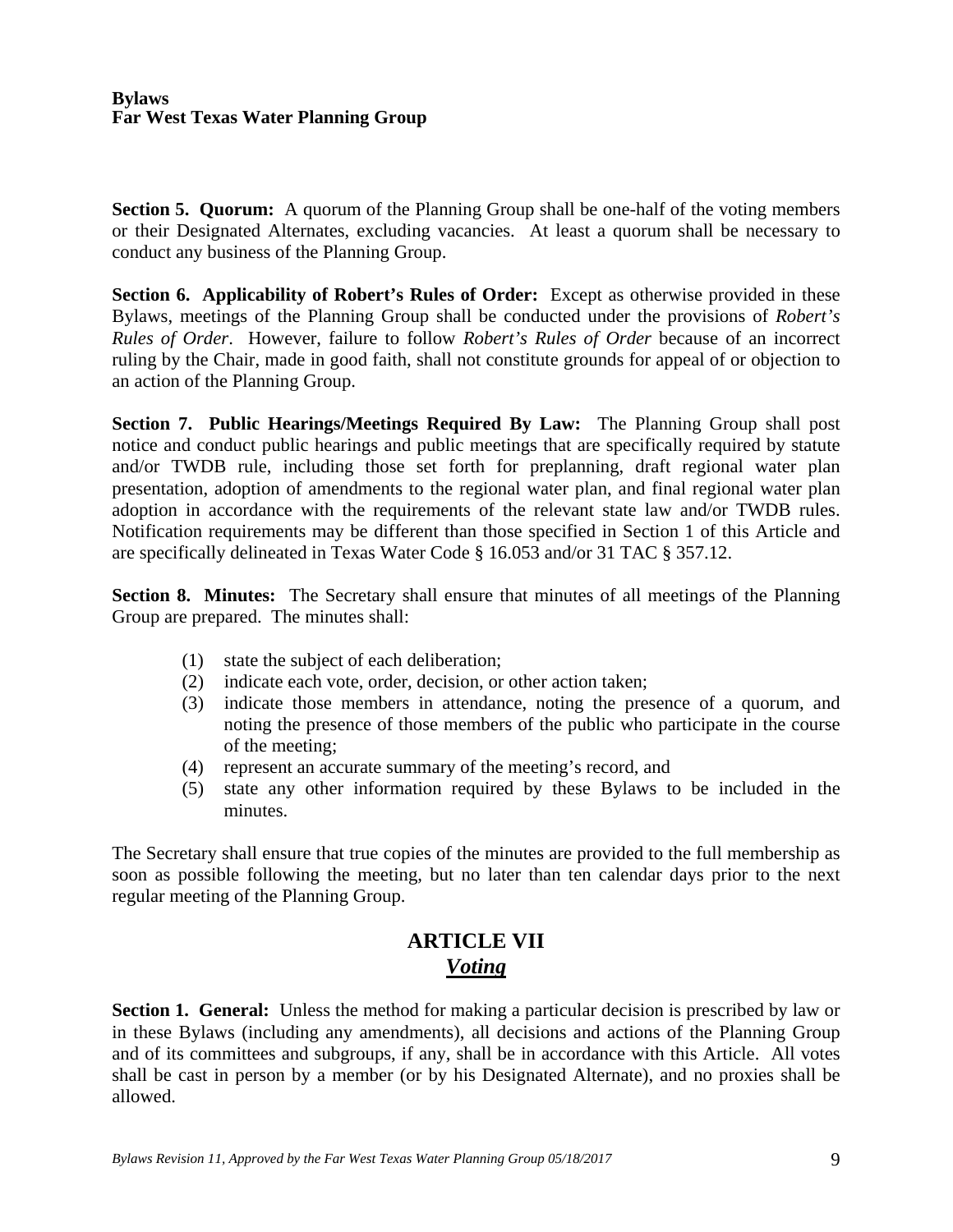**Section 5. Quorum:** A quorum of the Planning Group shall be one-half of the voting members or their Designated Alternates, excluding vacancies. At least a quorum shall be necessary to conduct any business of the Planning Group.

**Section 6. Applicability of Robert's Rules of Order:** Except as otherwise provided in these Bylaws, meetings of the Planning Group shall be conducted under the provisions of *Robert's Rules of Order*. However, failure to follow *Robert's Rules of Order* because of an incorrect ruling by the Chair, made in good faith, shall not constitute grounds for appeal of or objection to an action of the Planning Group.

**Section 7. Public Hearings/Meetings Required By Law:** The Planning Group shall post notice and conduct public hearings and public meetings that are specifically required by statute and/or TWDB rule, including those set forth for preplanning, draft regional water plan presentation, adoption of amendments to the regional water plan, and final regional water plan adoption in accordance with the requirements of the relevant state law and/or TWDB rules. Notification requirements may be different than those specified in Section 1 of this Article and are specifically delineated in Texas Water Code § 16.053 and/or 31 TAC § 357.12.

**Section 8. Minutes:** The Secretary shall ensure that minutes of all meetings of the Planning Group are prepared. The minutes shall:

(1) state the subject of each deliberation;
(2) indicate each vote, order, decision, or other action taken;
(3) indicate those members in attendance, noting the presence of a quorum, and noting the presence of those members of the public who participate in the course of the meeting;
(4) represent an accurate summary of the meeting's record, and
(5) state any other information required by these Bylaws to be included in the minutes.

The Secretary shall ensure that true copies of the minutes are provided to the full membership as soon as possible following the meeting, but no later than ten calendar days prior to the next regular meeting of the Planning Group.

## ARTICLE VII
## *Voting*

**Section 1. General:** Unless the method for making a particular decision is prescribed by law or in these Bylaws (including any amendments), all decisions and actions of the Planning Group and of its committees and subgroups, if any, shall be in accordance with this Article. All votes shall be cast in person by a member (or by his Designated Alternate), and no proxies shall be allowed.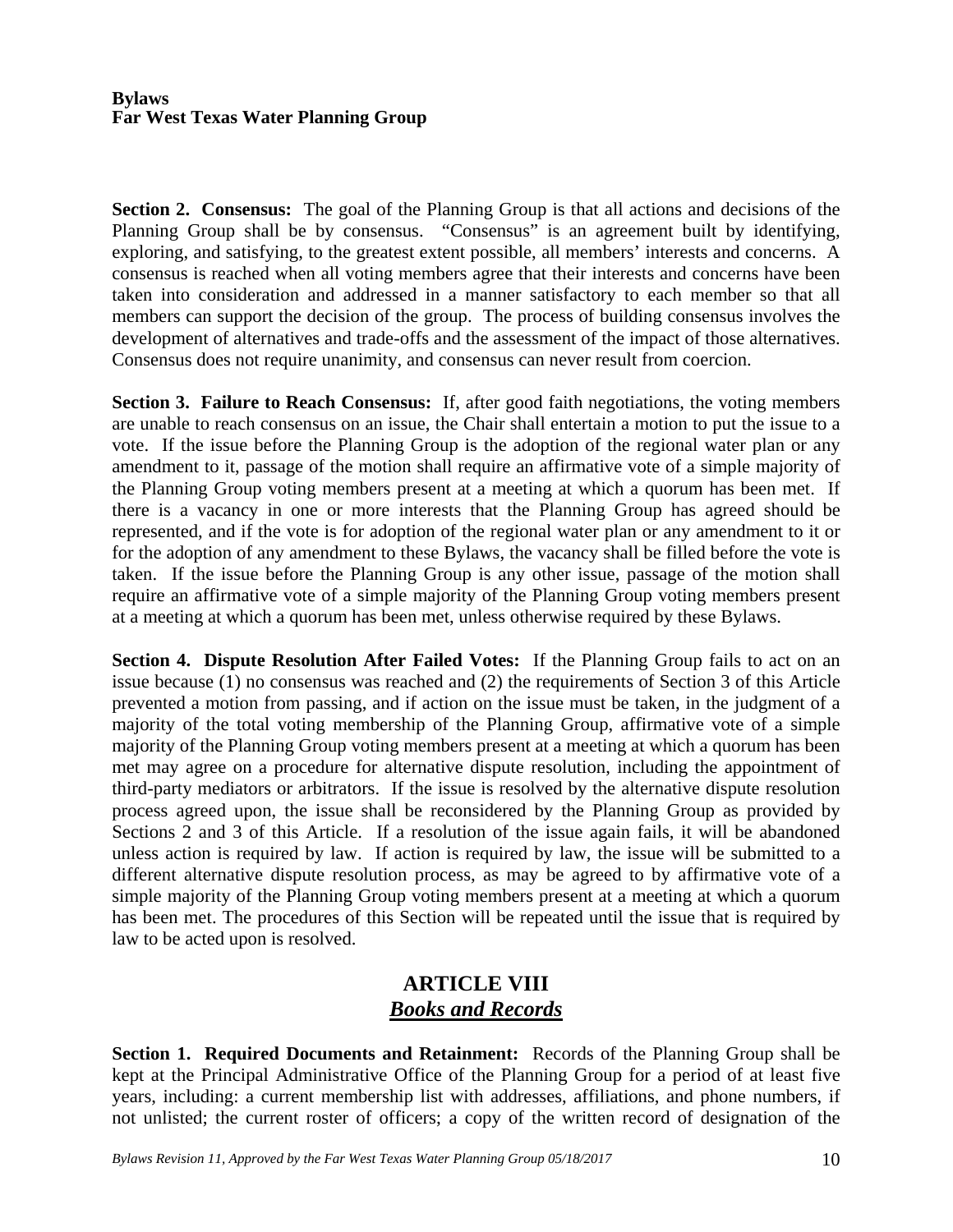**Section 2. Consensus:** The goal of the Planning Group is that all actions and decisions of the Planning Group shall be by consensus. "Consensus" is an agreement built by identifying, exploring, and satisfying, to the greatest extent possible, all members' interests and concerns. A consensus is reached when all voting members agree that their interests and concerns have been taken into consideration and addressed in a manner satisfactory to each member so that all members can support the decision of the group. The process of building consensus involves the development of alternatives and trade-offs and the assessment of the impact of those alternatives. Consensus does not require unanimity, and consensus can never result from coercion.

**Section 3. Failure to Reach Consensus:** If, after good faith negotiations, the voting members are unable to reach consensus on an issue, the Chair shall entertain a motion to put the issue to a vote. If the issue before the Planning Group is the adoption of the regional water plan or any amendment to it, passage of the motion shall require an affirmative vote of a simple majority of the Planning Group voting members present at a meeting at which a quorum has been met. If there is a vacancy in one or more interests that the Planning Group has agreed should be represented, and if the vote is for adoption of the regional water plan or any amendment to it or for the adoption of any amendment to these Bylaws, the vacancy shall be filled before the vote is taken. If the issue before the Planning Group is any other issue, passage of the motion shall require an affirmative vote of a simple majority of the Planning Group voting members present at a meeting at which a quorum has been met, unless otherwise required by these Bylaws.

**Section 4. Dispute Resolution After Failed Votes:** If the Planning Group fails to act on an issue because (1) no consensus was reached and (2) the requirements of Section 3 of this Article prevented a motion from passing, and if action on the issue must be taken, in the judgment of a majority of the total voting membership of the Planning Group, affirmative vote of a simple majority of the Planning Group voting members present at a meeting at which a quorum has been met may agree on a procedure for alternative dispute resolution, including the appointment of third-party mediators or arbitrators. If the issue is resolved by the alternative dispute resolution process agreed upon, the issue shall be reconsidered by the Planning Group as provided by Sections 2 and 3 of this Article. If a resolution of the issue again fails, it will be abandoned unless action is required by law. If action is required by law, the issue will be submitted to a different alternative dispute resolution process, as may be agreed to by affirmative vote of a simple majority of the Planning Group voting members present at a meeting at which a quorum has been met. The procedures of this Section will be repeated until the issue that is required by law to be acted upon is resolved.

## ARTICLE VIII
## ***Books and Records***

**Section 1. Required Documents and Retainment:** Records of the Planning Group shall be kept at the Principal Administrative Office of the Planning Group for a period of at least five years, including: a current membership list with addresses, affiliations, and phone numbers, if not unlisted; the current roster of officers; a copy of the written record of designation of the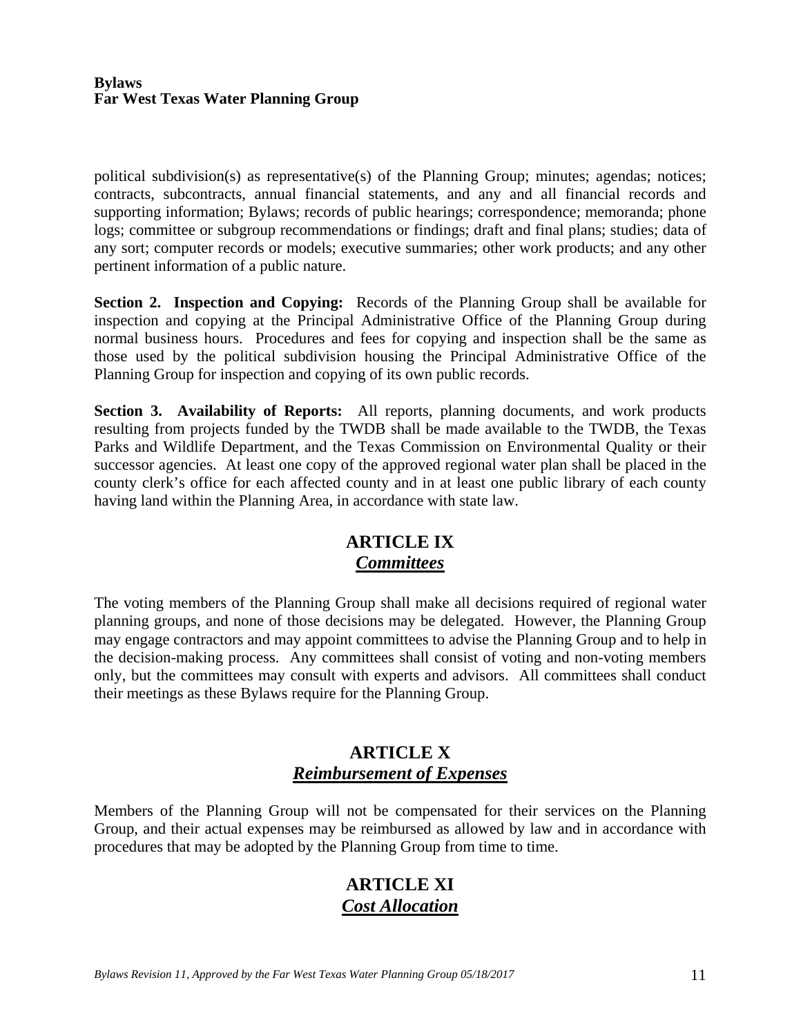political subdivision(s) as representative(s) of the Planning Group; minutes; agendas; notices; contracts, subcontracts, annual financial statements, and any and all financial records and supporting information; Bylaws; records of public hearings; correspondence; memoranda; phone logs; committee or subgroup recommendations or findings; draft and final plans; studies; data of any sort; computer records or models; executive summaries; other work products; and any other pertinent information of a public nature.

**Section 2. Inspection and Copying:** Records of the Planning Group shall be available for inspection and copying at the Principal Administrative Office of the Planning Group during normal business hours. Procedures and fees for copying and inspection shall be the same as those used by the political subdivision housing the Principal Administrative Office of the Planning Group for inspection and copying of its own public records.

**Section 3. Availability of Reports:** All reports, planning documents, and work products resulting from projects funded by the TWDB shall be made available to the TWDB, the Texas Parks and Wildlife Department, and the Texas Commission on Environmental Quality or their successor agencies. At least one copy of the approved regional water plan shall be placed in the county clerk's office for each affected county and in at least one public library of each county having land within the Planning Area, in accordance with state law.

## ARTICLE IX
## ***Committees***

The voting members of the Planning Group shall make all decisions required of regional water planning groups, and none of those decisions may be delegated. However, the Planning Group may engage contractors and may appoint committees to advise the Planning Group and to help in the decision-making process. Any committees shall consist of voting and non-voting members only, but the committees may consult with experts and advisors. All committees shall conduct their meetings as these Bylaws require for the Planning Group.

## ARTICLE X
## ***Reimbursement of Expenses***

Members of the Planning Group will not be compensated for their services on the Planning Group, and their actual expenses may be reimbursed as allowed by law and in accordance with procedures that may be adopted by the Planning Group from time to time.

## ARTICLE XI
## ***Cost Allocation***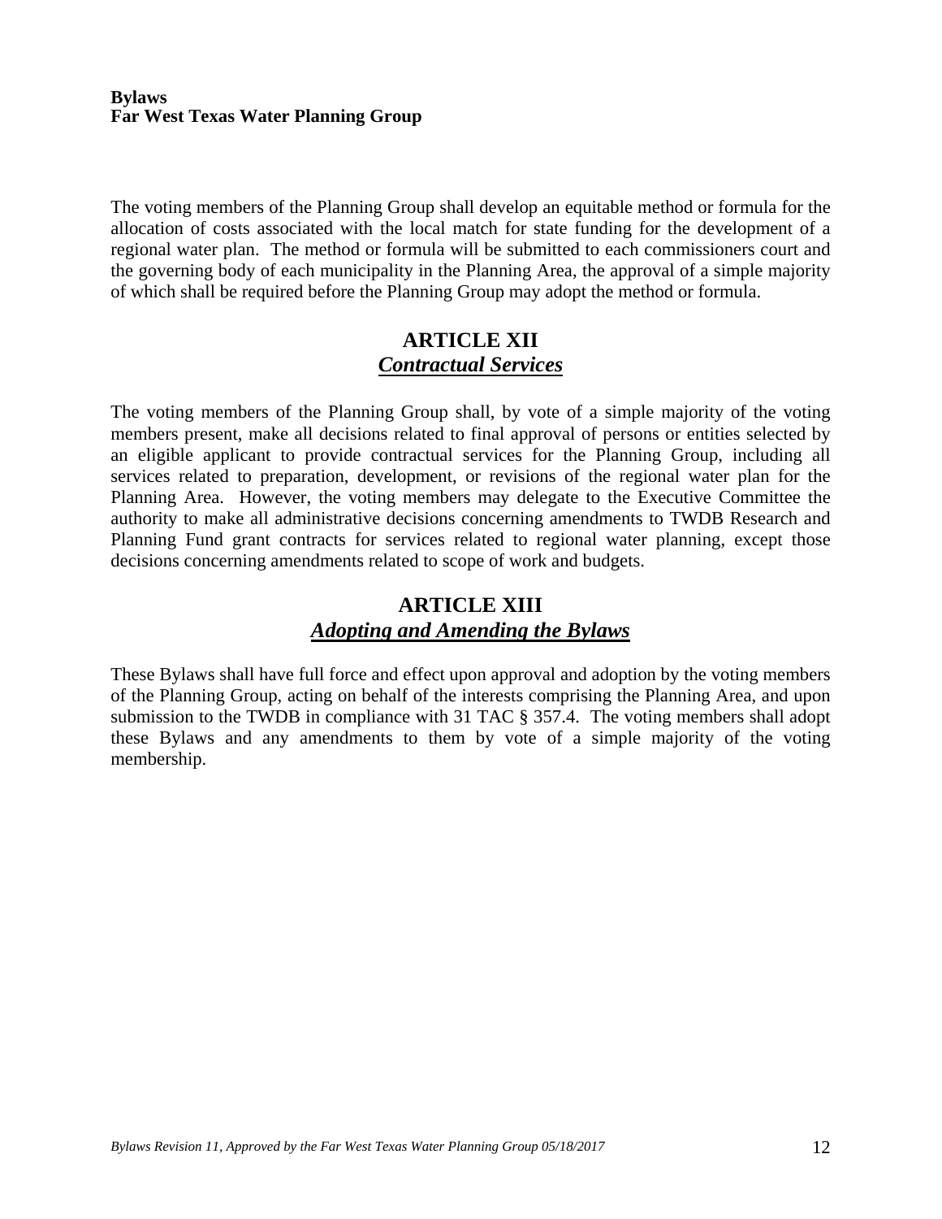The voting members of the Planning Group shall develop an equitable method or formula for the allocation of costs associated with the local match for state funding for the development of a regional water plan. The method or formula will be submitted to each commissioners court and the governing body of each municipality in the Planning Area, the approval of a simple majority of which shall be required before the Planning Group may adopt the method or formula.

## ARTICLE XII
## ***Contractual Services***

The voting members of the Planning Group shall, by vote of a simple majority of the voting members present, make all decisions related to final approval of persons or entities selected by an eligible applicant to provide contractual services for the Planning Group, including all services related to preparation, development, or revisions of the regional water plan for the Planning Area. However, the voting members may delegate to the Executive Committee the authority to make all administrative decisions concerning amendments to TWDB Research and Planning Fund grant contracts for services related to regional water planning, except those decisions concerning amendments related to scope of work and budgets.

## ARTICLE XIII
## ***Adopting and Amending the Bylaws***

These Bylaws shall have full force and effect upon approval and adoption by the voting members of the Planning Group, acting on behalf of the interests comprising the Planning Area, and upon submission to the TWDB in compliance with 31 TAC § 357.4. The voting members shall adopt these Bylaws and any amendments to them by vote of a simple majority of the voting membership.